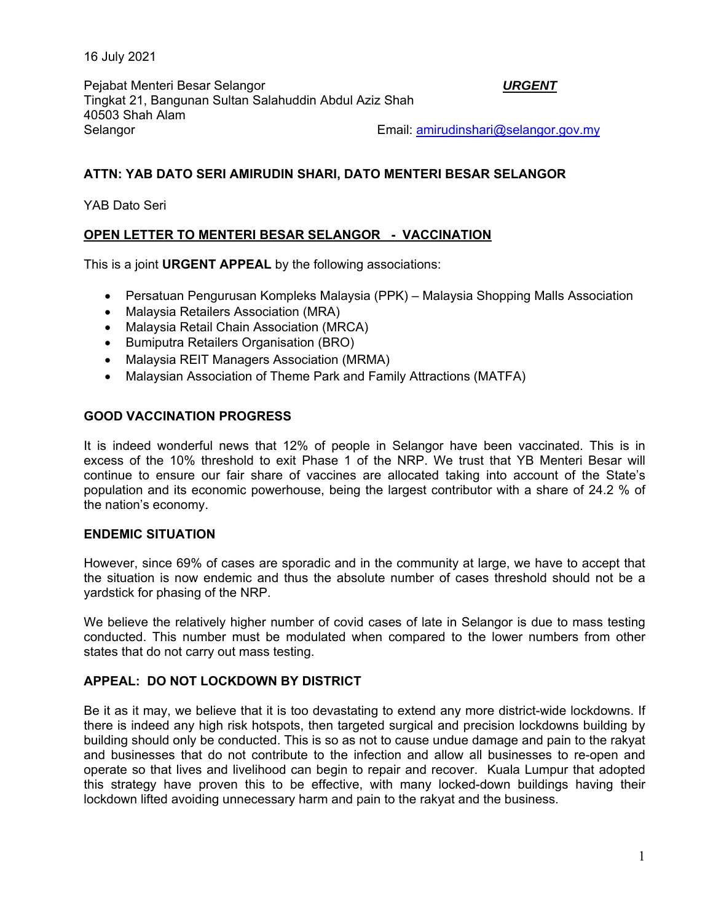16 July 2021

Pejabat Menteri Besar Selangor
Tingkat 21, Bangunan Sultan Salahuddin Abdul Aziz Shah
40503 Shah Alam
Selangor

***URGENT***

Email: amirudinshari@selangor.gov.my

**ATTN: YAB DATO SERI AMIRUDIN SHARI, DATO MENTERI BESAR SELANGOR**

YAB Dato Seri

**OPEN LETTER TO MENTERI BESAR SELANGOR - VACCINATION**

This is a joint **URGENT APPEAL** by the following associations:

- Persatuan Pengurusan Kompleks Malaysia (PPK) – Malaysia Shopping Malls Association
- Malaysia Retailers Association (MRA)
- Malaysia Retail Chain Association (MRCA)
- Bumiputra Retailers Organisation (BRO)
- Malaysia REIT Managers Association (MRMA)
- Malaysian Association of Theme Park and Family Attractions (MATFA)

**GOOD VACCINATION PROGRESS**

It is indeed wonderful news that 12% of people in Selangor have been vaccinated. This is in excess of the 10% threshold to exit Phase 1 of the NRP. We trust that YB Menteri Besar will continue to ensure our fair share of vaccines are allocated taking into account of the State's population and its economic powerhouse, being the largest contributor with a share of 24.2 % of the nation's economy.

**ENDEMIC SITUATION**

However, since 69% of cases are sporadic and in the community at large, we have to accept that the situation is now endemic and thus the absolute number of cases threshold should not be a yardstick for phasing of the NRP.

We believe the relatively higher number of covid cases of late in Selangor is due to mass testing conducted. This number must be modulated when compared to the lower numbers from other states that do not carry out mass testing.

**APPEAL: DO NOT LOCKDOWN BY DISTRICT**

Be it as it may, we believe that it is too devastating to extend any more district-wide lockdowns. If there is indeed any high risk hotspots, then targeted surgical and precision lockdowns building by building should only be conducted. This is so as not to cause undue damage and pain to the rakyat and businesses that do not contribute to the infection and allow all businesses to re-open and operate so that lives and livelihood can begin to repair and recover. Kuala Lumpur that adopted this strategy have proven this to be effective, with many locked-down buildings having their lockdown lifted avoiding unnecessary harm and pain to the rakyat and the business.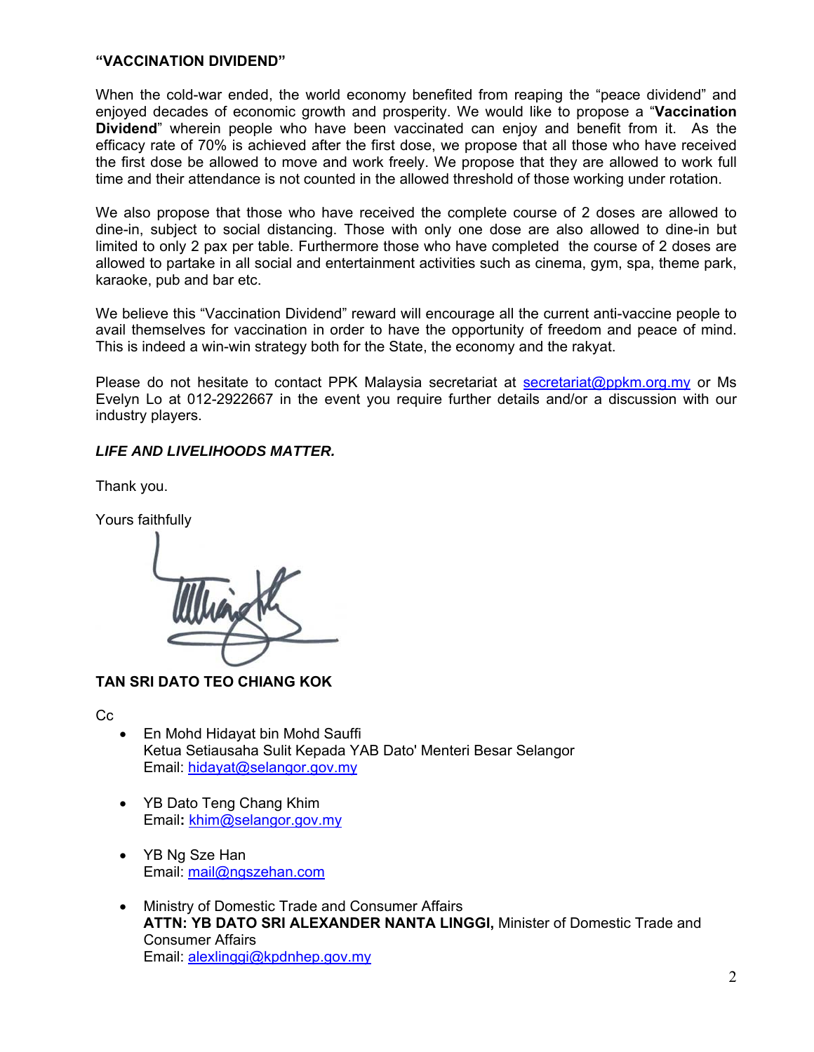**"VACCINATION DIVIDEND"**

When the cold-war ended, the world economy benefited from reaping the "peace dividend" and enjoyed decades of economic growth and prosperity. We would like to propose a "**Vaccination Dividend**" wherein people who have been vaccinated can enjoy and benefit from it. As the efficacy rate of 70% is achieved after the first dose, we propose that all those who have received the first dose be allowed to move and work freely. We propose that they are allowed to work full time and their attendance is not counted in the allowed threshold of those working under rotation.

We also propose that those who have received the complete course of 2 doses are allowed to dine-in, subject to social distancing. Those with only one dose are also allowed to dine-in but limited to only 2 pax per table. Furthermore those who have completed the course of 2 doses are allowed to partake in all social and entertainment activities such as cinema, gym, spa, theme park, karaoke, pub and bar etc.

We believe this "Vaccination Dividend" reward will encourage all the current anti-vaccine people to avail themselves for vaccination in order to have the opportunity of freedom and peace of mind. This is indeed a win-win strategy both for the State, the economy and the rakyat.

Please do not hesitate to contact PPK Malaysia secretariat at secretariat@ppkm.org.my or Ms Evelyn Lo at 012-2922667 in the event you require further details and/or a discussion with our industry players.

***LIFE AND LIVELIHOODS MATTER.***

Thank you.

Yours faithfully

**TAN SRI DATO TEO CHIANG KOK**

Cc

- En Mohd Hidayat bin Mohd Sauffi
  Ketua Setiausaha Sulit Kepada YAB Dato' Menteri Besar Selangor
  Email: hidayat@selangor.gov.my

- YB Dato Teng Chang Khim
  Email**:** khim@selangor.gov.my

- YB Ng Sze Han
  Email: mail@ngszehan.com

- Ministry of Domestic Trade and Consumer Affairs
  **ATTN: YB DATO SRI ALEXANDER NANTA LINGGI,** Minister of Domestic Trade and Consumer Affairs
  Email: alexlinggi@kpdnhep.gov.my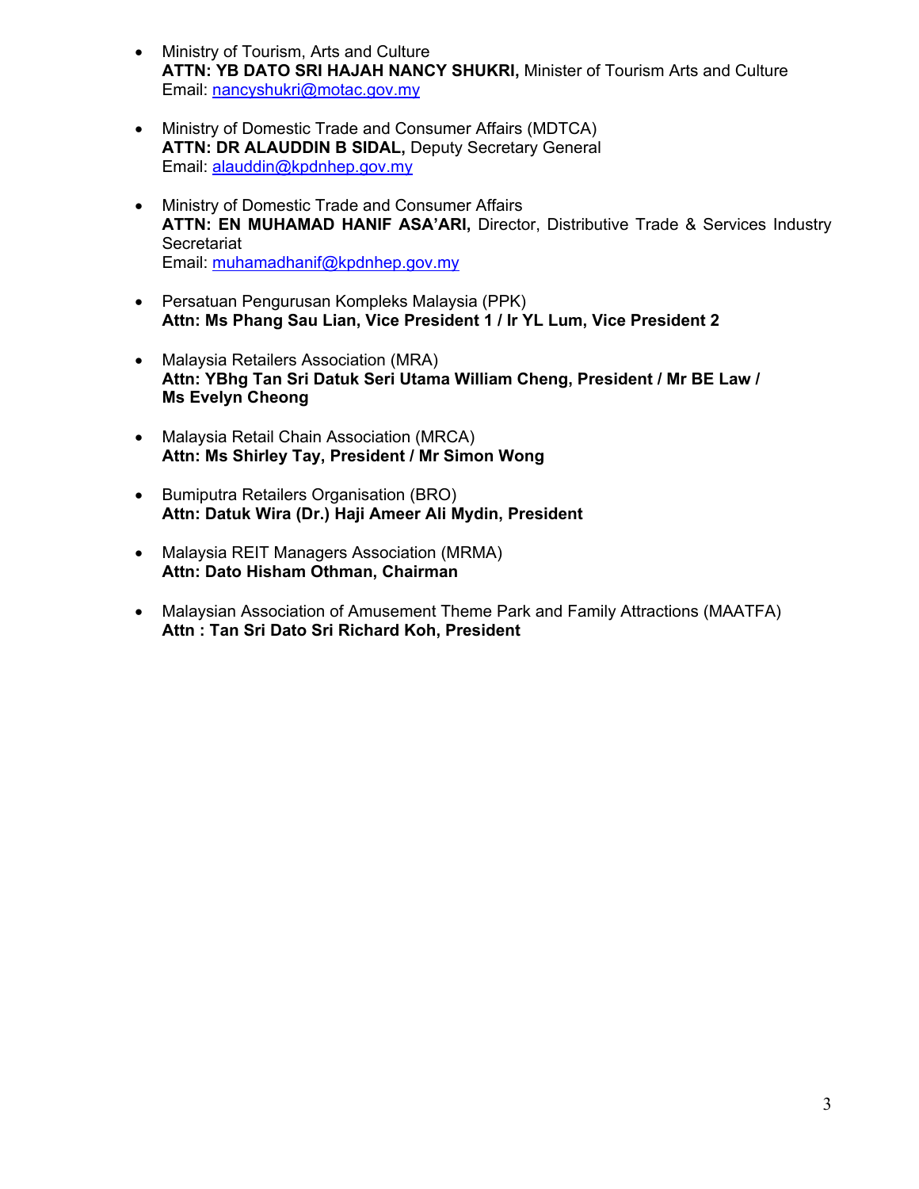- Ministry of Tourism, Arts and Culture
  **ATTN: YB DATO SRI HAJAH NANCY SHUKRI,** Minister of Tourism Arts and Culture
  Email: nancyshukri@motac.gov.my

- Ministry of Domestic Trade and Consumer Affairs (MDTCA)
  **ATTN: DR ALAUDDIN B SIDAL,** Deputy Secretary General
  Email: alauddin@kpdnhep.gov.my

- Ministry of Domestic Trade and Consumer Affairs
  **ATTN: EN MUHAMAD HANIF ASA'ARI,** Director, Distributive Trade & Services Industry Secretariat
  Email: muhamadhanif@kpdnhep.gov.my

- Persatuan Pengurusan Kompleks Malaysia (PPK)
  **Attn: Ms Phang Sau Lian, Vice President 1 / Ir YL Lum, Vice President 2**

- Malaysia Retailers Association (MRA)
  **Attn: YBhg Tan Sri Datuk Seri Utama William Cheng, President / Mr BE Law / Ms Evelyn Cheong**

- Malaysia Retail Chain Association (MRCA)
  **Attn: Ms Shirley Tay, President / Mr Simon Wong**

- Bumiputra Retailers Organisation (BRO)
  **Attn: Datuk Wira (Dr.) Haji Ameer Ali Mydin, President**

- Malaysia REIT Managers Association (MRMA)
  **Attn: Dato Hisham Othman, Chairman**

- Malaysian Association of Amusement Theme Park and Family Attractions (MAATFA)
  **Attn : Tan Sri Dato Sri Richard Koh, President**